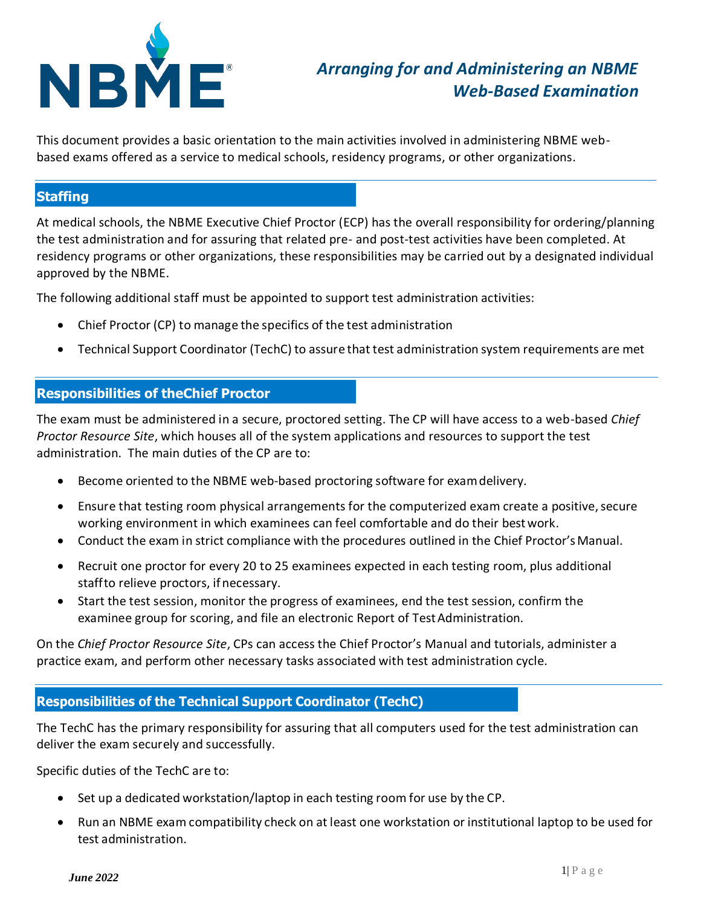# Arranging for and Administering an NBME Web-Based Examination

This document provides a basic orientation to the main activities involved in administering NBME web-based exams offered as a service to medical schools, residency programs, or other organizations.

## Staffing

At medical schools, the NBME Executive Chief Proctor (ECP) has the overall responsibility for ordering/planning the test administration and for assuring that related pre- and post-test activities have been completed. At residency programs or other organizations, these responsibilities may be carried out by a designated individual approved by the NBME.

The following additional staff must be appointed to support test administration activities:

- Chief Proctor (CP) to manage the specifics of the test administration
- Technical Support Coordinator (TechC) to assure that test administration system requirements are met

## Responsibilities of theChief Proctor

The exam must be administered in a secure, proctored setting. The CP will have access to a web-based *Chief Proctor Resource Site*, which houses all of the system applications and resources to support the test administration. The main duties of the CP are to:

- Become oriented to the NBME web-based proctoring software for exam delivery.
- Ensure that testing room physical arrangements for the computerized exam create a positive, secure working environment in which examinees can feel comfortable and do their best work.
- Conduct the exam in strict compliance with the procedures outlined in the Chief Proctor's Manual.
- Recruit one proctor for every 20 to 25 examinees expected in each testing room, plus additional staff to relieve proctors, if necessary.
- Start the test session, monitor the progress of examinees, end the test session, confirm the examinee group for scoring, and file an electronic Report of Test Administration.

On the *Chief Proctor Resource Site*, CPs can access the Chief Proctor's Manual and tutorials, administer a practice exam, and perform other necessary tasks associated with test administration cycle.

## Responsibilities of the Technical Support Coordinator (TechC)

The TechC has the primary responsibility for assuring that all computers used for the test administration can deliver the exam securely and successfully.

Specific duties of the TechC are to:

- Set up a dedicated workstation/laptop in each testing room for use by the CP.
- Run an NBME exam compatibility check on at least one workstation or institutional laptop to be used for test administration.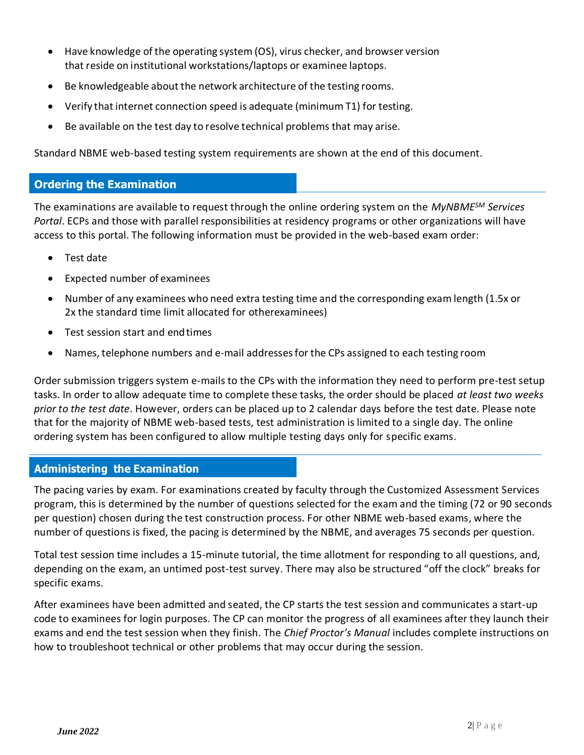- Have knowledge of the operating system (OS), virus checker, and browser version that reside on institutional workstations/laptops or examinee laptops.
- Be knowledgeable about the network architecture of the testing rooms.
- Verify that internet connection speed is adequate (minimum T1) for testing.
- Be available on the test day to resolve technical problems that may arise.

Standard NBME web-based testing system requirements are shown at the end of this document.

## Ordering the Examination

The examinations are available to request through the online ordering system on the *MyNBME[SM] Services Portal*. ECPs and those with parallel responsibilities at residency programs or other organizations will have access to this portal. The following information must be provided in the web-based exam order:

- Test date
- Expected number of examinees
- Number of any examinees who need extra testing time and the corresponding exam length (1.5x or 2x the standard time limit allocated for otherexaminees)
- Test session start and end times
- Names, telephone numbers and e-mail addresses for the CPs assigned to each testing room

Order submission triggers system e-mails to the CPs with the information they need to perform pre-test setup tasks. In order to allow adequate time to complete these tasks, the order should be placed *at least two weeks prior to the test date*. However, orders can be placed up to 2 calendar days before the test date. Please note that for the majority of NBME web-based tests, test administration is limited to a single day. The online ordering system has been configured to allow multiple testing days only for specific exams.

## Administering the Examination

The pacing varies by exam. For examinations created by faculty through the Customized Assessment Services program, this is determined by the number of questions selected for the exam and the timing (72 or 90 seconds per question) chosen during the test construction process. For other NBME web-based exams, where the number of questions is fixed, the pacing is determined by the NBME, and averages 75 seconds per question.

Total test session time includes a 15-minute tutorial, the time allotment for responding to all questions, and, depending on the exam, an untimed post-test survey. There may also be structured "off the clock" breaks for specific exams.

After examinees have been admitted and seated, the CP starts the test session and communicates a start-up code to examinees for login purposes. The CP can monitor the progress of all examinees after they launch their exams and end the test session when they finish. The *Chief Proctor's Manual* includes complete instructions on how to troubleshoot technical or other problems that may occur during the session.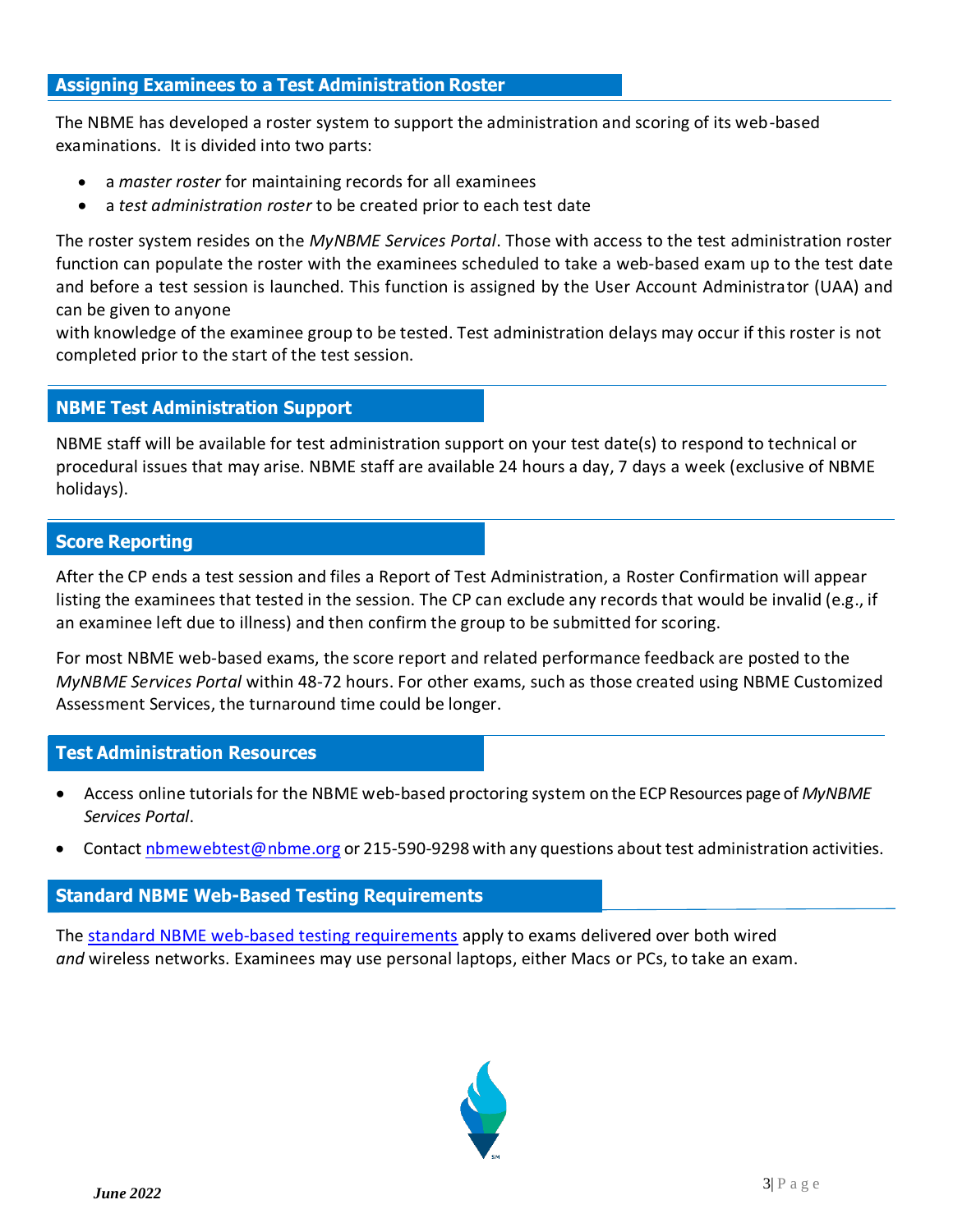## Assigning Examinees to a Test Administration Roster

The NBME has developed a roster system to support the administration and scoring of its web-based examinations. It is divided into two parts:

- a *master roster* for maintaining records for all examinees
- a *test administration roster* to be created prior to each test date

The roster system resides on the *MyNBME Services Portal*. Those with access to the test administration roster function can populate the roster with the examinees scheduled to take a web-based exam up to the test date and before a test session is launched. This function is assigned by the User Account Administrator (UAA) and can be given to anyone with knowledge of the examinee group to be tested. Test administration delays may occur if this roster is not completed prior to the start of the test session.

## NBME Test Administration Support

NBME staff will be available for test administration support on your test date(s) to respond to technical or procedural issues that may arise. NBME staff are available 24 hours a day, 7 days a week (exclusive of NBME holidays).

## Score Reporting

After the CP ends a test session and files a Report of Test Administration, a Roster Confirmation will appear listing the examinees that tested in the session. The CP can exclude any records that would be invalid (e.g., if an examinee left due to illness) and then confirm the group to be submitted for scoring.

For most NBME web-based exams, the score report and related performance feedback are posted to the *MyNBME Services Portal* within 48-72 hours. For other exams, such as those created using NBME Customized Assessment Services, the turnaround time could be longer.

## Test Administration Resources

- Access online tutorials for the NBME web-based proctoring system on the ECP Resources page of *MyNBME Services Portal*.
- Contact nbmewebtest@nbme.org or 215-590-9298 with any questions about test administration activities.

## Standard NBME Web-Based Testing Requirements

The standard NBME web-based testing requirements apply to exams delivered over both wired *and* wireless networks. Examinees may use personal laptops, either Macs or PCs, to take an exam.

*June 2022*